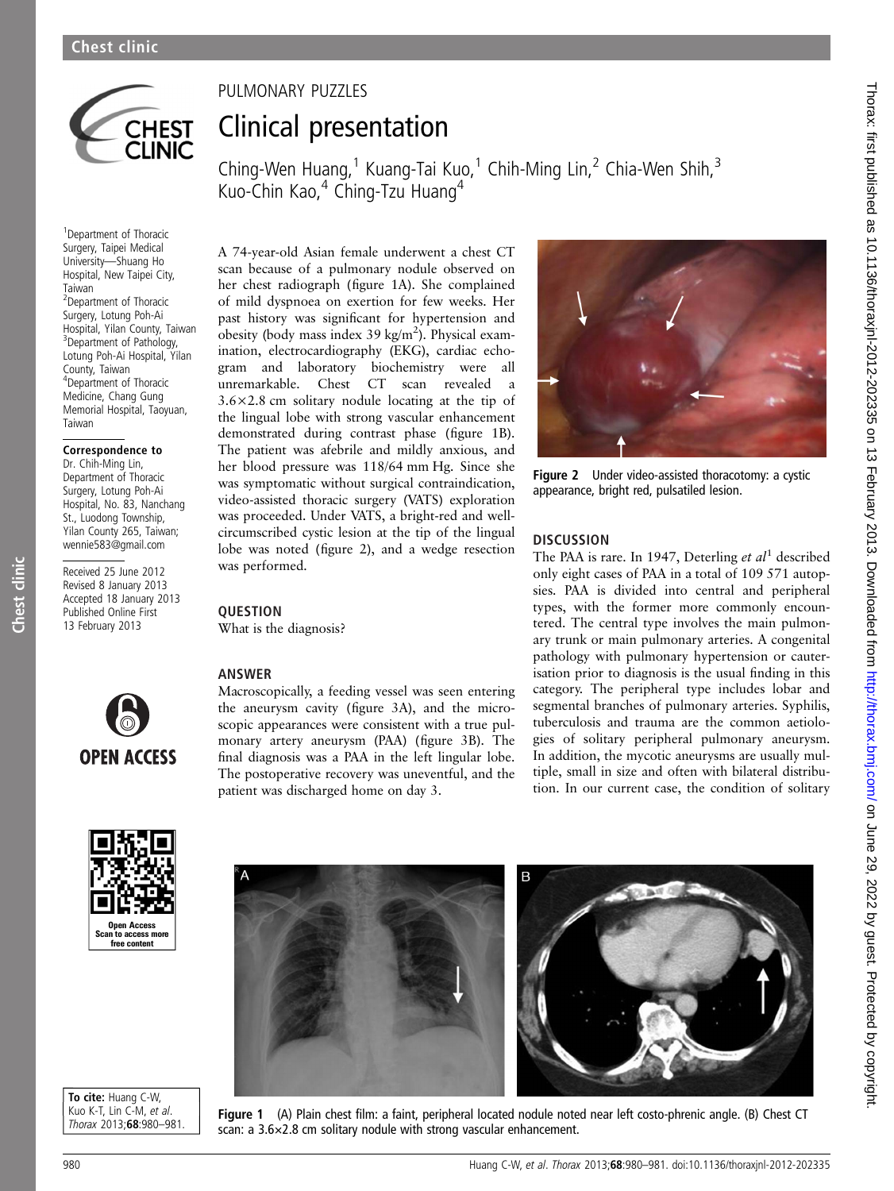# PULMONARY PUZZLES

# Clinical presentation

Ching-Wen Huang,[1] Kuang-Tai Kuo,[1] Chih-Ming Lin,[2] Chia-Wen Shih,[3] Kuo-Chin Kao,[4] Ching-Tzu Huang[4]

[1]Department of Thoracic Surgery, Taipei Medical University—Shuang Ho Hospital, New Taipei City, Taiwan
[2]Department of Thoracic Surgery, Lotung Poh-Ai Hospital, Yilan County, Taiwan
[3]Department of Pathology, Lotung Poh-Ai Hospital, Yilan County, Taiwan
[4]Department of Thoracic Medicine, Chang Gung Memorial Hospital, Taoyuan, Taiwan

**Correspondence to**
Dr. Chih-Ming Lin, Department of Thoracic Surgery, Lotung Poh-Ai Hospital, No. 83, Nanchang St., Luodong Township, Yilan County 265, Taiwan; wennie583@gmail.com

Received 25 June 2012
Revised 8 January 2013
Accepted 18 January 2013
Published Online First 13 February 2013

**To cite:** Huang C-W, Kuo K-T, Lin C-M, *et al*. *Thorax* 2013;**68**:980–981.

A 74-year-old Asian female underwent a chest CT scan because of a pulmonary nodule observed on her chest radiograph (figure 1A). She complained of mild dyspnoea on exertion for few weeks. Her past history was significant for hypertension and obesity (body mass index 39 kg/m$^2$). Physical examination, electrocardiography (EKG), cardiac echogram and laboratory biochemistry were all unremarkable. Chest CT scan revealed a 3.6×2.8 cm solitary nodule locating at the tip of the lingual lobe with strong vascular enhancement demonstrated during contrast phase (figure 1B). The patient was afebrile and mildly anxious, and her blood pressure was 118/64 mm Hg. Since she was symptomatic without surgical contraindication, video-assisted thoracic surgery (VATS) exploration was proceeded. Under VATS, a bright-red and well-circumscribed cystic lesion at the tip of the lingual lobe was noted (figure 2), and a wedge resection was performed.

## QUESTION

What is the diagnosis?

## ANSWER

Macroscopically, a feeding vessel was seen entering the aneurysm cavity (figure 3A), and the microscopic appearances were consistent with a true pulmonary artery aneurysm (PAA) (figure 3B). The final diagnosis was a PAA in the left lingular lobe. The postoperative recovery was uneventful, and the patient was discharged home on day 3.

**Figure 2** Under video-assisted thoracotomy: a cystic appearance, bright red, pulsatiled lesion.

## DISCUSSION

The PAA is rare. In 1947, Deterling *et al*[1] described only eight cases of PAA in a total of 109 571 autopsies. PAA is divided into central and peripheral types, with the former more commonly encountered. The central type involves the main pulmonary trunk or main pulmonary arteries. A congenital pathology with pulmonary hypertension or cauterisation prior to diagnosis is the usual finding in this category. The peripheral type includes lobar and segmental branches of pulmonary arteries. Syphilis, tuberculosis and trauma are the common aetiologies of solitary peripheral pulmonary aneurysm. In addition, the mycotic aneurysms are usually multiple, small in size and often with bilateral distribution. In our current case, the condition of solitary

**Figure 1** (A) Plain chest film: a faint, peripheral located nodule noted near left costo-phrenic angle. (B) Chest CT scan: a 3.6×2.8 cm solitary nodule with strong vascular enhancement.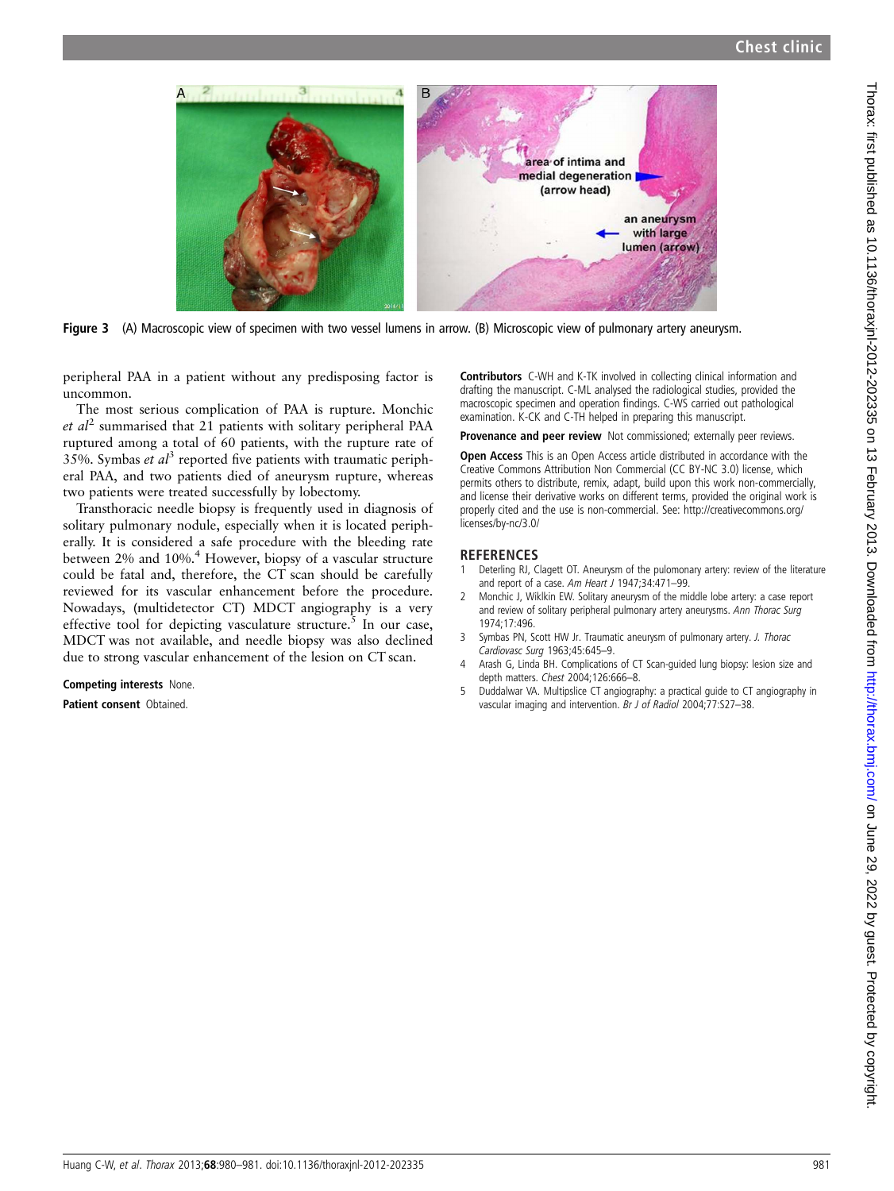Figure 3 (A) Macroscopic view of specimen with two vessel lumens in arrow. (B) Microscopic view of pulmonary artery aneurysm.

peripheral PAA in a patient without any predisposing factor is uncommon.

The most serious complication of PAA is rupture. Monchic *et al*[2] summarised that 21 patients with solitary peripheral PAA ruptured among a total of 60 patients, with the rupture rate of 35%. Symbas *et al*[3] reported five patients with traumatic peripheral PAA, and two patients died of aneurysm rupture, whereas two patients were treated successfully by lobectomy.

Transthoracic needle biopsy is frequently used in diagnosis of solitary pulmonary nodule, especially when it is located peripherally. It is considered a safe procedure with the bleeding rate between 2% and 10%.[4] However, biopsy of a vascular structure could be fatal and, therefore, the CT scan should be carefully reviewed for its vascular enhancement before the procedure. Nowadays, (multidetector CT) MDCT angiography is a very effective tool for depicting vasculature structure.[5] In our case, MDCT was not available, and needle biopsy was also declined due to strong vascular enhancement of the lesion on CT scan.

**Competing interests** None.

**Patient consent** Obtained.

**Contributors** C-WH and K-TK involved in collecting clinical information and drafting the manuscript. C-ML analysed the radiological studies, provided the macroscopic specimen and operation findings. C-WS carried out pathological examination. K-CK and C-TH helped in preparing this manuscript.

**Provenance and peer review** Not commissioned; externally peer reviews.

**Open Access** This is an Open Access article distributed in accordance with the Creative Commons Attribution Non Commercial (CC BY-NC 3.0) license, which permits others to distribute, remix, adapt, build upon this work non-commercially, and license their derivative works on different terms, provided the original work is properly cited and the use is non-commercial. See: http://creativecommons.org/licenses/by-nc/3.0/

## REFERENCES

1. Deterling RJ, Clagett OT. Aneurysm of the pulomonary artery: review of the literature and report of a case. *Am Heart J* 1947;34:471–99.
2. Monchic J, Wiklkin EW. Solitary aneurysm of the middle lobe artery: a case report and review of solitary peripheral pulmonary artery aneurysms. *Ann Thorac Surg* 1974;17:496.
3. Symbas PN, Scott HW Jr. Traumatic aneurysm of pulmonary artery. *J. Thorac Cardiovasc Surg* 1963;45:645–9.
4. Arash G, Linda BH. Complications of CT Scan-guided lung biopsy: lesion size and depth matters. *Chest* 2004;126:666–8.
5. Duddalwar VA. Multisplice CT angiography: a practical guide to CT angiography in vascular imaging and intervention. *Br J of Radiol* 2004;77:S27–38.